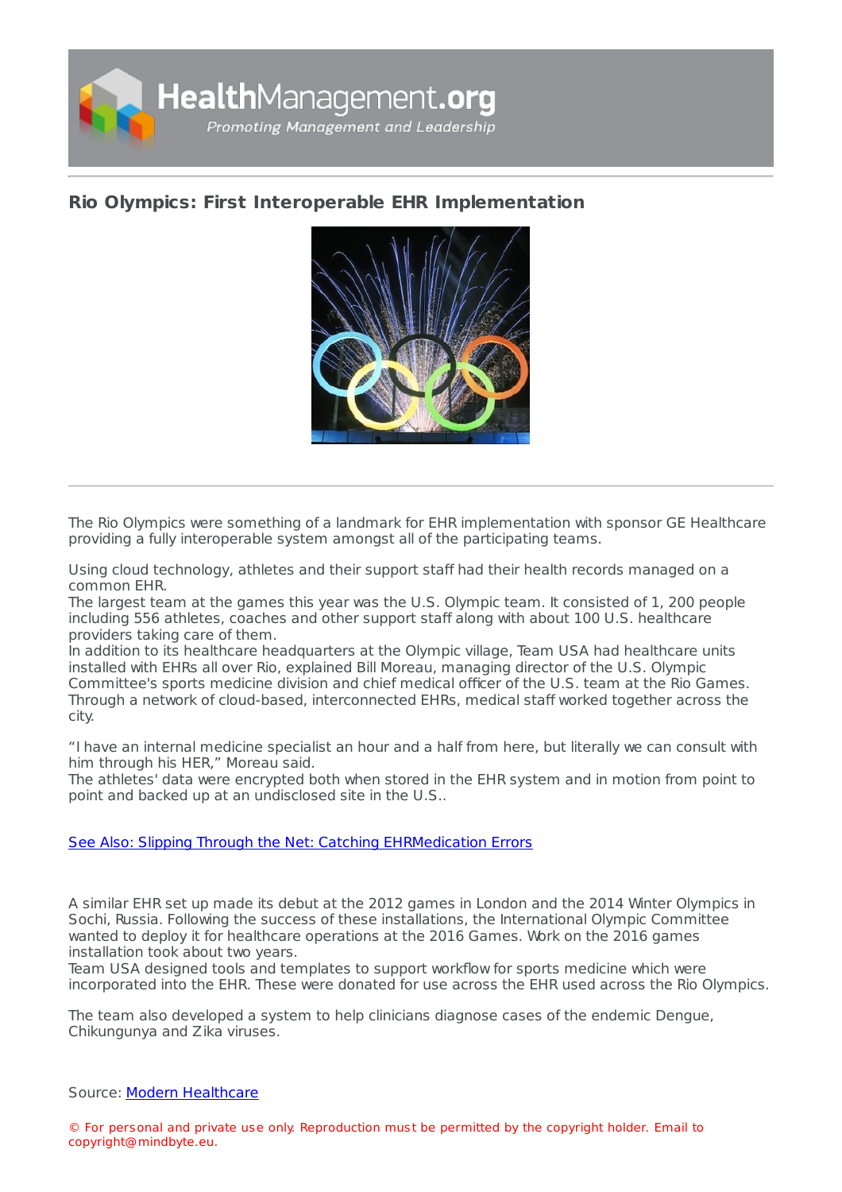# Rio Olympics: First Interoperable EHR Implementation

The Rio Olympics were something of a landmark for EHR implementation with sponsor GE Healthcare providing a fully interoperable system amongst all of the participating teams.

Using cloud technology, athletes and their support staff had their health records managed on a common EHR.
The largest team at the games this year was the U.S. Olympic team. It consisted of 1, 200 people including 556 athletes, coaches and other support staff along with about 100 U.S. healthcare providers taking care of them.
In addition to its healthcare headquarters at the Olympic village, Team USA had healthcare units installed with EHRs all over Rio, explained Bill Moreau, managing director of the U.S. Olympic Committee's sports medicine division and chief medical officer of the U.S. team at the Rio Games. Through a network of cloud-based, interconnected EHRs, medical staff worked together across the city.

"I have an internal medicine specialist an hour and a half from here, but literally we can consult with him through his HER," Moreau said.
The athletes' data were encrypted both when stored in the EHR system and in motion from point to point and backed up at an undisclosed site in the U.S..

See Also: Slipping Through the Net: Catching EHRMedication Errors

A similar EHR set up made its debut at the 2012 games in London and the 2014 Winter Olympics in Sochi, Russia. Following the success of these installations, the International Olympic Committee wanted to deploy it for healthcare operations at the 2016 Games. Work on the 2016 games installation took about two years.
Team USA designed tools and templates to support workflow for sports medicine which were incorporated into the EHR. These were donated for use across the EHR used across the Rio Olympics.

The team also developed a system to help clinicians diagnose cases of the endemic Dengue, Chikungunya and Zika viruses.

Source: Modern Healthcare

© For personal and private use only. Reproduction must be permitted by the copyright holder. Email to copyright@mindbyte.eu.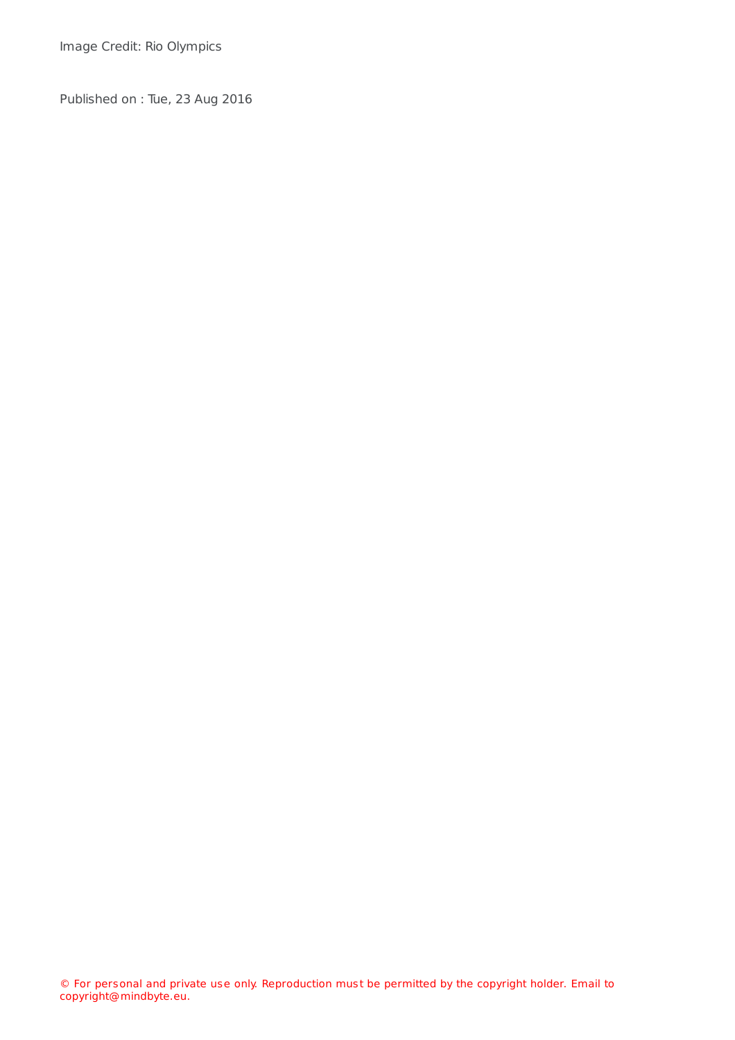Image Credit: Rio Olympics

Published on : Tue, 23 Aug 2016

© For personal and private use only. Reproduction must be permitted by the copyright holder. Email to copyright@mindbyte.eu.